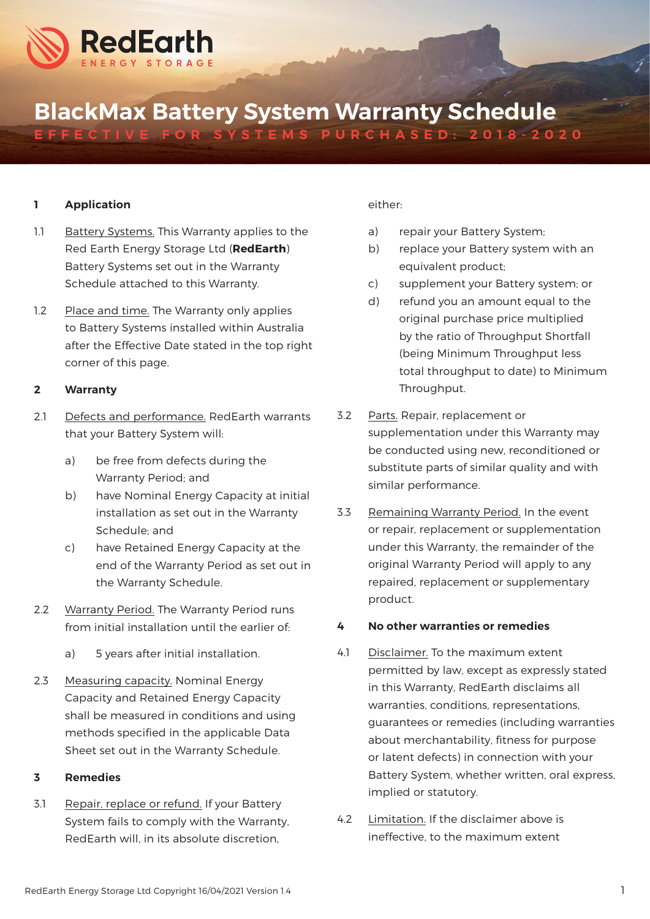RedEarth
ENERGY STORAGE

# BlackMax Battery System Warranty Schedule

EFFECTIVE FOR SYSTEMS PURCHASED: 2018-2020

## 1 Application

1.1 Battery Systems. This Warranty applies to the Red Earth Energy Storage Ltd (**RedEarth**) Battery Systems set out in the Warranty Schedule attached to this Warranty.

1.2 Place and time. The Warranty only applies to Battery Systems installed within Australia after the Effective Date stated in the top right corner of this page.

## 2 Warranty

2.1 Defects and performance. RedEarth warrants that your Battery System will:

a) be free from defects during the Warranty Period; and

b) have Nominal Energy Capacity at initial installation as set out in the Warranty Schedule; and

c) have Retained Energy Capacity at the end of the Warranty Period as set out in the Warranty Schedule.

2.2 Warranty Period. The Warranty Period runs from initial installation until the earlier of:

a) 5 years after initial installation.

2.3 Measuring capacity. Nominal Energy Capacity and Retained Energy Capacity shall be measured in conditions and using methods specified in the applicable Data Sheet set out in the Warranty Schedule.

## 3 Remedies

3.1 Repair, replace or refund. If your Battery System fails to comply with the Warranty, RedEarth will, in its absolute discretion, either:

a) repair your Battery System;

b) replace your Battery system with an equivalent product;

c) supplement your Battery system; or

d) refund you an amount equal to the original purchase price multiplied by the ratio of Throughput Shortfall (being Minimum Throughput less total throughput to date) to Minimum Throughput.

3.2 Parts. Repair, replacement or supplementation under this Warranty may be conducted using new, reconditioned or substitute parts of similar quality and with similar performance.

3.3 Remaining Warranty Period. In the event or repair, replacement or supplementation under this Warranty, the remainder of the original Warranty Period will apply to any repaired, replacement or supplementary product.

## 4 No other warranties or remedies

4.1 Disclaimer. To the maximum extent permitted by law, except as expressly stated in this Warranty, RedEarth disclaims all warranties, conditions, representations, guarantees or remedies (including warranties about merchantability, fitness for purpose or latent defects) in connection with your Battery System, whether written, oral express, implied or statutory.

4.2 Limitation. If the disclaimer above is ineffective, to the maximum extent

RedEarth Energy Storage Ltd Copyright 16/04/2021 Version 1.4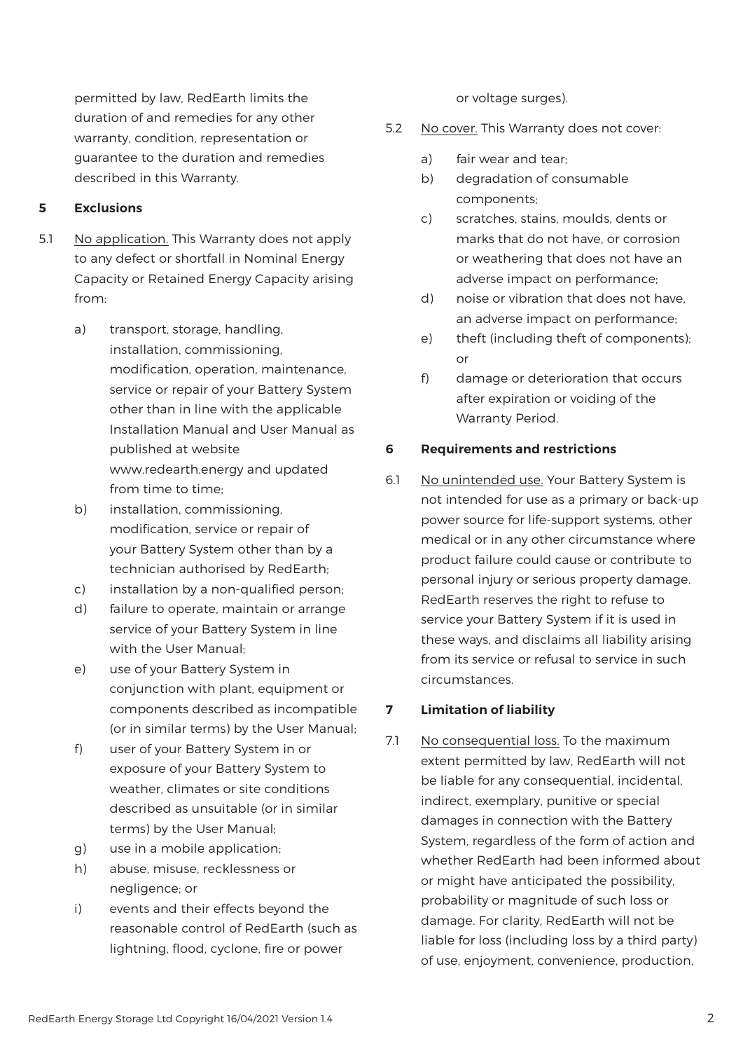permitted by law, RedEarth limits the duration of and remedies for any other warranty, condition, representation or guarantee to the duration and remedies described in this Warranty.

## 5 Exclusions

5.1 No application. This Warranty does not apply to any defect or shortfall in Nominal Energy Capacity or Retained Energy Capacity arising from:

a) transport, storage, handling, installation, commissioning, modification, operation, maintenance, service or repair of your Battery System other than in line with the applicable Installation Manual and User Manual as published at website www.redearth.energy and updated from time to time;

b) installation, commissioning, modification, service or repair of your Battery System other than by a technician authorised by RedEarth;

c) installation by a non-qualified person;

d) failure to operate, maintain or arrange service of your Battery System in line with the User Manual;

e) use of your Battery System in conjunction with plant, equipment or components described as incompatible (or in similar terms) by the User Manual;

f) user of your Battery System in or exposure of your Battery System to weather, climates or site conditions described as unsuitable (or in similar terms) by the User Manual;

g) use in a mobile application;

h) abuse, misuse, recklessness or negligence; or

i) events and their effects beyond the reasonable control of RedEarth (such as lightning, flood, cyclone, fire or power or voltage surges).

5.2 No cover. This Warranty does not cover:

a) fair wear and tear;

b) degradation of consumable components;

c) scratches, stains, moulds, dents or marks that do not have, or corrosion or weathering that does not have an adverse impact on performance;

d) noise or vibration that does not have, an adverse impact on performance;

e) theft (including theft of components); or

f) damage or deterioration that occurs after expiration or voiding of the Warranty Period.

## 6 Requirements and restrictions

6.1 No unintended use. Your Battery System is not intended for use as a primary or back-up power source for life-support systems, other medical or in any other circumstance where product failure could cause or contribute to personal injury or serious property damage. RedEarth reserves the right to refuse to service your Battery System if it is used in these ways, and disclaims all liability arising from its service or refusal to service in such circumstances.

## 7 Limitation of liability

7.1 No consequential loss. To the maximum extent permitted by law, RedEarth will not be liable for any consequential, incidental, indirect, exemplary, punitive or special damages in connection with the Battery System, regardless of the form of action and whether RedEarth had been informed about or might have anticipated the possibility, probability or magnitude of such loss or damage. For clarity, RedEarth will not be liable for loss (including loss by a third party) of use, enjoyment, convenience, production,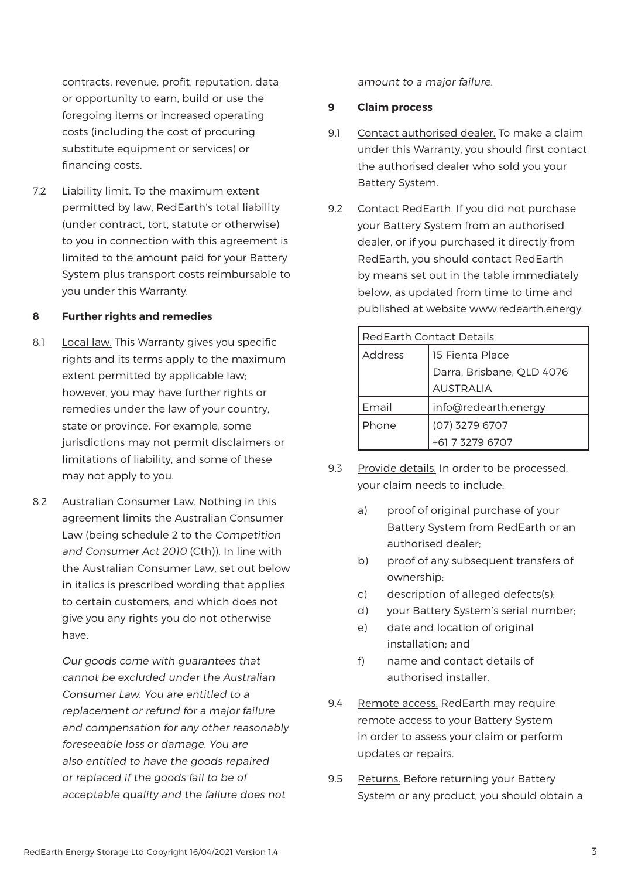contracts, revenue, profit, reputation, data or opportunity to earn, build or use the foregoing items or increased operating costs (including the cost of procuring substitute equipment or services) or financing costs.

7.2 Liability limit. To the maximum extent permitted by law, RedEarth's total liability (under contract, tort, statute or otherwise) to you in connection with this agreement is limited to the amount paid for your Battery System plus transport costs reimbursable to you under this Warranty.

## 8 Further rights and remedies

8.1 Local law. This Warranty gives you specific rights and its terms apply to the maximum extent permitted by applicable law; however, you may have further rights or remedies under the law of your country, state or province. For example, some jurisdictions may not permit disclaimers or limitations of liability, and some of these may not apply to you.

8.2 Australian Consumer Law. Nothing in this agreement limits the Australian Consumer Law (being schedule 2 to the *Competition and Consumer Act 2010* (Cth)). In line with the Australian Consumer Law, set out below in italics is prescribed wording that applies to certain customers, and which does not give you any rights you do not otherwise have.

*Our goods come with guarantees that cannot be excluded under the Australian Consumer Law. You are entitled to a replacement or refund for a major failure and compensation for any other reasonably foreseeable loss or damage. You are also entitled to have the goods repaired or replaced if the goods fail to be of acceptable quality and the failure does not amount to a major failure.*

## 9 Claim process

9.1 Contact authorised dealer. To make a claim under this Warranty, you should first contact the authorised dealer who sold you your Battery System.

9.2 Contact RedEarth. If you did not purchase your Battery System from an authorised dealer, or if you purchased it directly from RedEarth, you should contact RedEarth by means set out in the table immediately below, as updated from time to time and published at website www.redearth.energy.

| RedEarth Contact Details | |
|---|---|
| Address | 15 Fienta Place<br>Darra, Brisbane, QLD 4076<br>AUSTRALIA |
| Email | info@redearth.energy |
| Phone | (07) 3279 6707<br>+61 7 3279 6707 |

9.3 Provide details. In order to be processed, your claim needs to include:

a) proof of original purchase of your Battery System from RedEarth or an authorised dealer;
b) proof of any subsequent transfers of ownership;
c) description of alleged defects(s);
d) your Battery System's serial number;
e) date and location of original installation; and
f) name and contact details of authorised installer.

9.4 Remote access. RedEarth may require remote access to your Battery System in order to assess your claim or perform updates or repairs.

9.5 Returns. Before returning your Battery System or any product, you should obtain a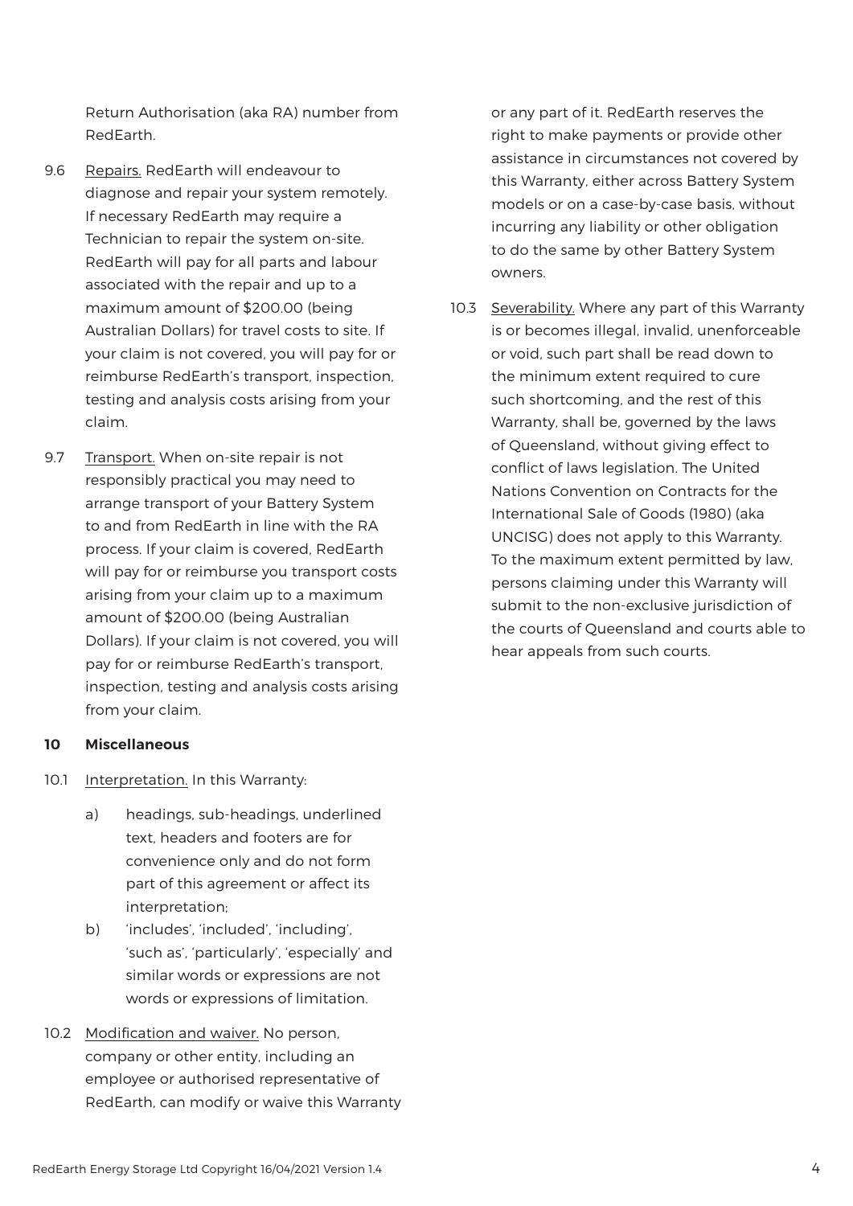Return Authorisation (aka RA) number from RedEarth.

9.6 Repairs. RedEarth will endeavour to diagnose and repair your system remotely. If necessary RedEarth may require a Technician to repair the system on-site. RedEarth will pay for all parts and labour associated with the repair and up to a maximum amount of $200.00 (being Australian Dollars) for travel costs to site. If your claim is not covered, you will pay for or reimburse RedEarth's transport, inspection, testing and analysis costs arising from your claim.

9.7 Transport. When on-site repair is not responsibly practical you may need to arrange transport of your Battery System to and from RedEarth in line with the RA process. If your claim is covered, RedEarth will pay for or reimburse you transport costs arising from your claim up to a maximum amount of $200.00 (being Australian Dollars). If your claim is not covered, you will pay for or reimburse RedEarth's transport, inspection, testing and analysis costs arising from your claim.

## 10 Miscellaneous

10.1 Interpretation. In this Warranty:

a) headings, sub-headings, underlined text, headers and footers are for convenience only and do not form part of this agreement or affect its interpretation;

b) 'includes', 'included', 'including', 'such as', 'particularly', 'especially' and similar words or expressions are not words or expressions of limitation.

10.2 Modification and waiver. No person, company or other entity, including an employee or authorised representative of RedEarth, can modify or waive this Warranty or any part of it. RedEarth reserves the right to make payments or provide other assistance in circumstances not covered by this Warranty, either across Battery System models or on a case-by-case basis, without incurring any liability or other obligation to do the same by other Battery System owners.

10.3 Severability. Where any part of this Warranty is or becomes illegal, invalid, unenforceable or void, such part shall be read down to the minimum extent required to cure such shortcoming, and the rest of this Warranty, shall be, governed by the laws of Queensland, without giving effect to conflict of laws legislation. The United Nations Convention on Contracts for the International Sale of Goods (1980) (aka UNCISG) does not apply to this Warranty. To the maximum extent permitted by law, persons claiming under this Warranty will submit to the non-exclusive jurisdiction of the courts of Queensland and courts able to hear appeals from such courts.